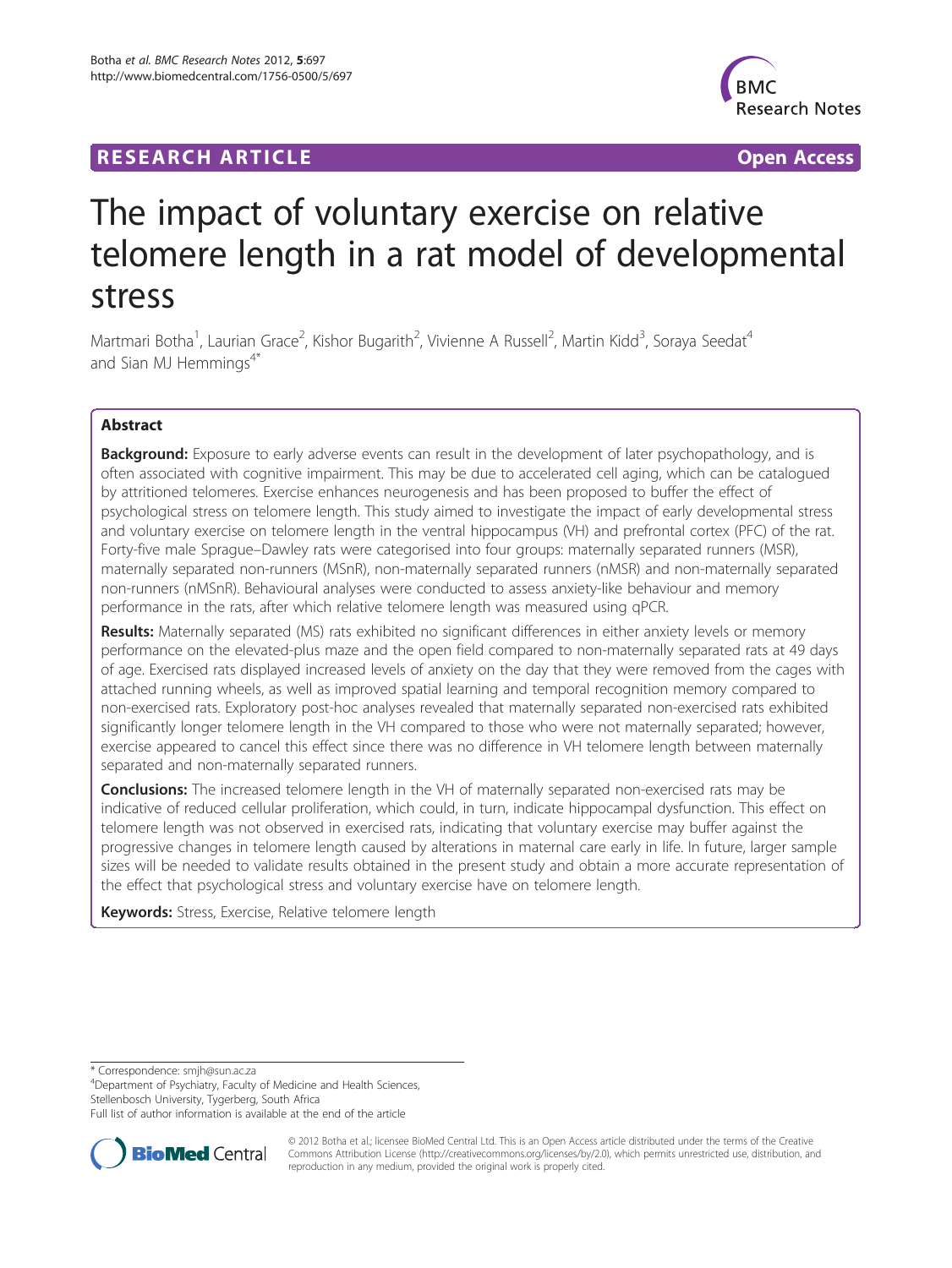RESEARCH ARTICLE **Open Access**

# The impact of voluntary exercise on relative telomere length in a rat model of developmental stress

Martmari Botha[1], Laurian Grace[2], Kishor Bugarith[2], Vivienne A Russell[2], Martin Kidd[3], Soraya Seedat[4] and Sian MJ Hemmings[4*]

## Abstract

**Background:** Exposure to early adverse events can result in the development of later psychopathology, and is often associated with cognitive impairment. This may be due to accelerated cell aging, which can be catalogued by attritioned telomeres. Exercise enhances neurogenesis and has been proposed to buffer the effect of psychological stress on telomere length. This study aimed to investigate the impact of early developmental stress and voluntary exercise on telomere length in the ventral hippocampus (VH) and prefrontal cortex (PFC) of the rat. Forty-five male Sprague–Dawley rats were categorised into four groups: maternally separated runners (MSR), maternally separated non-runners (MSnR), non-maternally separated runners (nMSR) and non-maternally separated non-runners (nMSnR). Behavioural analyses were conducted to assess anxiety-like behaviour and memory performance in the rats, after which relative telomere length was measured using qPCR.

**Results:** Maternally separated (MS) rats exhibited no significant differences in either anxiety levels or memory performance on the elevated-plus maze and the open field compared to non-maternally separated rats at 49 days of age. Exercised rats displayed increased levels of anxiety on the day that they were removed from the cages with attached running wheels, as well as improved spatial learning and temporal recognition memory compared to non-exercised rats. Exploratory post-hoc analyses revealed that maternally separated non-exercised rats exhibited significantly longer telomere length in the VH compared to those who were not maternally separated; however, exercise appeared to cancel this effect since there was no difference in VH telomere length between maternally separated and non-maternally separated runners.

**Conclusions:** The increased telomere length in the VH of maternally separated non-exercised rats may be indicative of reduced cellular proliferation, which could, in turn, indicate hippocampal dysfunction. This effect on telomere length was not observed in exercised rats, indicating that voluntary exercise may buffer against the progressive changes in telomere length caused by alterations in maternal care early in life. In future, larger sample sizes will be needed to validate results obtained in the present study and obtain a more accurate representation of the effect that psychological stress and voluntary exercise have on telomere length.

**Keywords:** Stress, Exercise, Relative telomere length

---

\* Correspondence: smjh@sun.ac.za
[4]Department of Psychiatry, Faculty of Medicine and Health Sciences, Stellenbosch University, Tygerberg, South Africa
Full list of author information is available at the end of the article

© 2012 Botha et al.; licensee BioMed Central Ltd. This is an Open Access article distributed under the terms of the Creative Commons Attribution License (http://creativecommons.org/licenses/by/2.0), which permits unrestricted use, distribution, and reproduction in any medium, provided the original work is properly cited.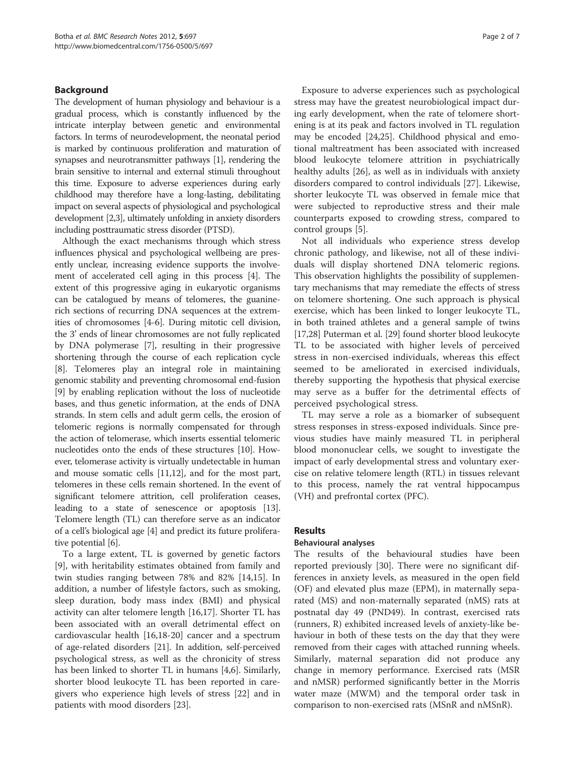## Background

The development of human physiology and behaviour is a gradual process, which is constantly influenced by the intricate interplay between genetic and environmental factors. In terms of neurodevelopment, the neonatal period is marked by continuous proliferation and maturation of synapses and neurotransmitter pathways [1], rendering the brain sensitive to internal and external stimuli throughout this time. Exposure to adverse experiences during early childhood may therefore have a long-lasting, debilitating impact on several aspects of physiological and psychological development [2,3], ultimately unfolding in anxiety disorders including posttraumatic stress disorder (PTSD).

Although the exact mechanisms through which stress influences physical and psychological wellbeing are presently unclear, increasing evidence supports the involvement of accelerated cell aging in this process [4]. The extent of this progressive aging in eukaryotic organisms can be catalogued by means of telomeres, the guanine-rich sections of recurring DNA sequences at the extremities of chromosomes [4-6]. During mitotic cell division, the 3' ends of linear chromosomes are not fully replicated by DNA polymerase [7], resulting in their progressive shortening through the course of each replication cycle [8]. Telomeres play an integral role in maintaining genomic stability and preventing chromosomal end-fusion [9] by enabling replication without the loss of nucleotide bases, and thus genetic information, at the ends of DNA strands. In stem cells and adult germ cells, the erosion of telomeric regions is normally compensated for through the action of telomerase, which inserts essential telomeric nucleotides onto the ends of these structures [10]. However, telomerase activity is virtually undetectable in human and mouse somatic cells [11,12], and for the most part, telomeres in these cells remain shortened. In the event of significant telomere attrition, cell proliferation ceases, leading to a state of senescence or apoptosis [13]. Telomere length (TL) can therefore serve as an indicator of a cell's biological age [4] and predict its future proliferative potential [6].

To a large extent, TL is governed by genetic factors [9], with heritability estimates obtained from family and twin studies ranging between 78% and 82% [14,15]. In addition, a number of lifestyle factors, such as smoking, sleep duration, body mass index (BMI) and physical activity can alter telomere length [16,17]. Shorter TL has been associated with an overall detrimental effect on cardiovascular health [16,18-20] cancer and a spectrum of age-related disorders [21]. In addition, self-perceived psychological stress, as well as the chronicity of stress has been linked to shorter TL in humans [4,6]. Similarly, shorter blood leukocyte TL has been reported in caregivers who experience high levels of stress [22] and in patients with mood disorders [23].

Exposure to adverse experiences such as psychological stress may have the greatest neurobiological impact during early development, when the rate of telomere shortening is at its peak and factors involved in TL regulation may be encoded [24,25]. Childhood physical and emotional maltreatment has been associated with increased blood leukocyte telomere attrition in psychiatrically healthy adults [26], as well as in individuals with anxiety disorders compared to control individuals [27]. Likewise, shorter leukocyte TL was observed in female mice that were subjected to reproductive stress and their male counterparts exposed to crowding stress, compared to control groups [5].

Not all individuals who experience stress develop chronic pathology, and likewise, not all of these individuals will display shortened DNA telomeric regions. This observation highlights the possibility of supplementary mechanisms that may remediate the effects of stress on telomere shortening. One such approach is physical exercise, which has been linked to longer leukocyte TL, in both trained athletes and a general sample of twins [17,28] Puterman et al. [29] found shorter blood leukocyte TL to be associated with higher levels of perceived stress in non-exercised individuals, whereas this effect seemed to be ameliorated in exercised individuals, thereby supporting the hypothesis that physical exercise may serve as a buffer for the detrimental effects of perceived psychological stress.

TL may serve a role as a biomarker of subsequent stress responses in stress-exposed individuals. Since previous studies have mainly measured TL in peripheral blood mononuclear cells, we sought to investigate the impact of early developmental stress and voluntary exercise on relative telomere length (RTL) in tissues relevant to this process, namely the rat ventral hippocampus (VH) and prefrontal cortex (PFC).

## Results

### Behavioural analyses

The results of the behavioural studies have been reported previously [30]. There were no significant differences in anxiety levels, as measured in the open field (OF) and elevated plus maze (EPM), in maternally separated (MS) and non-maternally separated (nMS) rats at postnatal day 49 (PND49). In contrast, exercised rats (runners, R) exhibited increased levels of anxiety-like behaviour in both of these tests on the day that they were removed from their cages with attached running wheels. Similarly, maternal separation did not produce any change in memory performance. Exercised rats (MSR and nMSR) performed significantly better in the Morris water maze (MWM) and the temporal order task in comparison to non-exercised rats (MSnR and nMSnR).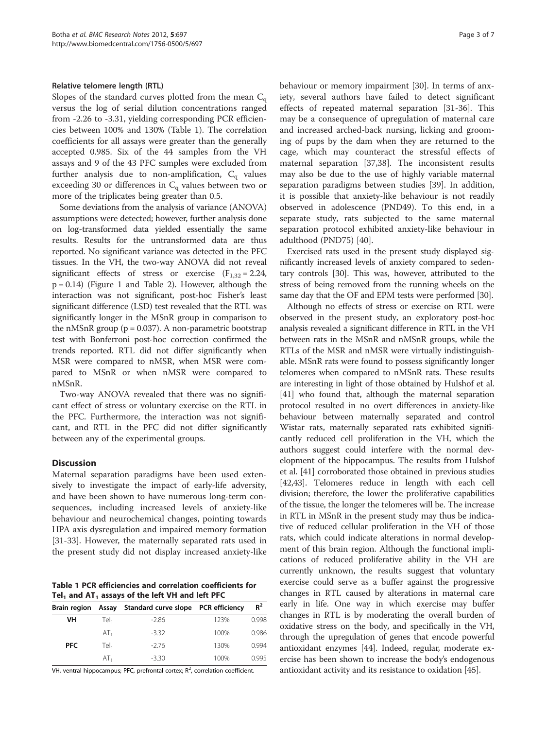#### Relative telomere length (RTL)

Slopes of the standard curves plotted from the mean $C_q$ versus the log of serial dilution concentrations ranged from -2.26 to -3.31, yielding corresponding PCR efficiencies between 100% and 130% (Table 1). The correlation coefficients for all assays were greater than the generally accepted 0.985. Six of the 44 samples from the VH assays and 9 of the 43 PFC samples were excluded from further analysis due to non-amplification, $C_q$ values exceeding 30 or differences in $C_q$ values between two or more of the triplicates being greater than 0.5.

Some deviations from the analysis of variance (ANOVA) assumptions were detected; however, further analysis done on log-transformed data yielded essentially the same results. Results for the untransformed data are thus reported. No significant variance was detected in the PFC tissues. In the VH, the two-way ANOVA did not reveal significant effects of stress or exercise ($F_{1,32} = 2.24$, $p = 0.14$) (Figure 1 and Table 2). However, although the interaction was not significant, post-hoc Fisher's least significant difference (LSD) test revealed that the RTL was significantly longer in the MSnR group in comparison to the nMSnR group ($p = 0.037$). A non-parametric bootstrap test with Bonferroni post-hoc correction confirmed the trends reported. RTL did not differ significantly when MSR were compared to nMSR, when MSR were compared to MSnR or when nMSR were compared to nMSnR.

Two-way ANOVA revealed that there was no significant effect of stress or voluntary exercise on the RTL in the PFC. Furthermore, the interaction was not significant, and RTL in the PFC did not differ significantly between any of the experimental groups.

## Discussion

Maternal separation paradigms have been used extensively to investigate the impact of early-life adversity, and have been shown to have numerous long-term consequences, including increased levels of anxiety-like behaviour and neurochemical changes, pointing towards HPA axis dysregulation and impaired memory formation [31-33]. However, the maternally separated rats used in the present study did not display increased anxiety-like behaviour or memory impairment [30]. In terms of anxiety, several authors have failed to detect significant effects of repeated maternal separation [31-36]. This may be a consequence of upregulation of maternal care and increased arched-back nursing, licking and grooming of pups by the dam when they are returned to the cage, which may counteract the stressful effects of maternal separation [37,38]. The inconsistent results may also be due to the use of highly variable maternal separation paradigms between studies [39]. In addition, it is possible that anxiety-like behaviour is not readily observed in adolescence (PND49). To this end, in a separate study, rats subjected to the same maternal separation protocol exhibited anxiety-like behaviour in adulthood (PND75) [40].

Exercised rats used in the present study displayed significantly increased levels of anxiety compared to sedentary controls [30]. This was, however, attributed to the stress of being removed from the running wheels on the same day that the OF and EPM tests were performed [30].

Although no effects of stress or exercise on RTL were observed in the present study, an exploratory post-hoc analysis revealed a significant difference in RTL in the VH between rats in the MSnR and nMSnR groups, while the RTLs of the MSR and nMSR were virtually indistinguishable. MSnR rats were found to possess significantly longer telomeres when compared to nMSnR rats. These results are interesting in light of those obtained by Hulshof et al. [41] who found that, although the maternal separation protocol resulted in no overt differences in anxiety-like behaviour between maternally separated and control Wistar rats, maternally separated rats exhibited significantly reduced cell proliferation in the VH, which the authors suggest could interfere with the normal development of the hippocampus. The results from Hulshof et al. [41] corroborated those obtained in previous studies [42,43]. Telomeres reduce in length with each cell division; therefore, the lower the proliferative capabilities of the tissue, the longer the telomeres will be. The increase in RTL in MSnR in the present study may thus be indicative of reduced cellular proliferation in the VH of those rats, which could indicate alterations in normal development of this brain region. Although the functional implications of reduced proliferative ability in the VH are currently unknown, the results suggest that voluntary exercise could serve as a buffer against the progressive changes in RTL caused by alterations in maternal care early in life. One way in which exercise may buffer changes in RTL is by moderating the overall burden of oxidative stress on the body, and specifically in the VH, through the upregulation of genes that encode powerful antioxidant enzymes [44]. Indeed, regular, moderate exercise has been shown to increase the body's endogenous antioxidant activity and its resistance to oxidation [45].

**Table 1 PCR efficiencies and correlation coefficients for $Tel_1$ and $AT_1$ assays of the left VH and left PFC**

| Brain region | Assay | Standard curve slope | PCR efficiency | $R^2$ |
|---|---|---|---|---|
| **VH** | $Tel_1$ | -2.86 | 123% | 0.998 |
| | $AT_1$ | -3.32 | 100% | 0.986 |
| **PFC** | $Tel_1$ | -2.76 | 130% | 0.994 |
| | $AT_1$ | -3.30 | 100% | 0.995 |

VH, ventral hippocampus; PFC, prefrontal cortex; $R^2$, correlation coefficient.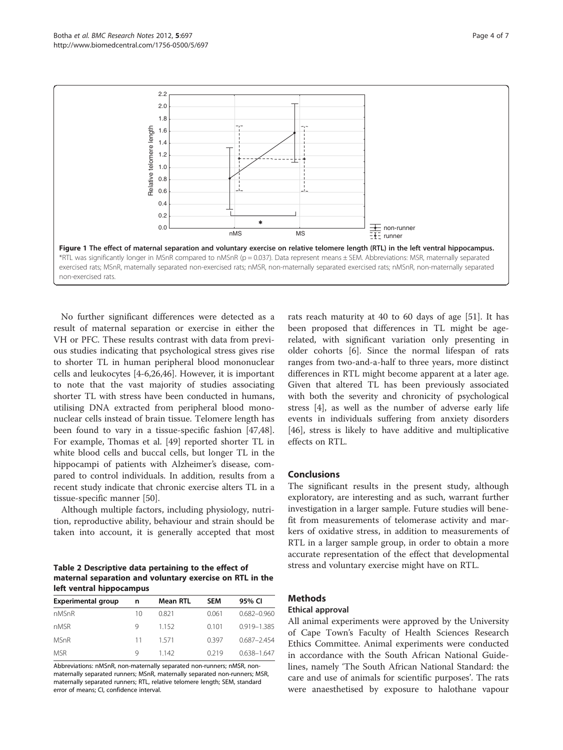**Figure 1 The effect of maternal separation and voluntary exercise on relative telomere length (RTL) in the left ventral hippocampus.** *RTL was significantly longer in MSnR compared to nMSnR (p = 0.037). Data represent means ± SEM. Abbreviations: MSR, maternally separated exercised rats; MSnR, maternally separated non-exercised rats; nMSR, non-maternally separated exercised rats; nMSnR, non-maternally separated non-exercised rats.

No further significant differences were detected as a result of maternal separation or exercise in either the VH or PFC. These results contrast with data from previous studies indicating that psychological stress gives rise to shorter TL in human peripheral blood mononuclear cells and leukocytes [4-6,26,46]. However, it is important to note that the vast majority of studies associating shorter TL with stress have been conducted in humans, utilising DNA extracted from peripheral blood mononuclear cells instead of brain tissue. Telomere length has been found to vary in a tissue-specific fashion [47,48]. For example, Thomas et al. [49] reported shorter TL in white blood cells and buccal cells, but longer TL in the hippocampi of patients with Alzheimer's disease, compared to control individuals. In addition, results from a recent study indicate that chronic exercise alters TL in a tissue-specific manner [50].

Although multiple factors, including physiology, nutrition, reproductive ability, behaviour and strain should be taken into account, it is generally accepted that most rats reach maturity at 40 to 60 days of age [51]. It has been proposed that differences in TL might be age-related, with significant variation only presenting in older cohorts [6]. Since the normal lifespan of rats ranges from two-and-a-half to three years, more distinct differences in RTL might become apparent at a later age. Given that altered TL has been previously associated with both the severity and chronicity of psychological stress [4], as well as the number of adverse early life events in individuals suffering from anxiety disorders [46], stress is likely to have additive and multiplicative effects on RTL.

**Table 2 Descriptive data pertaining to the effect of maternal separation and voluntary exercise on RTL in the left ventral hippocampus**

| Experimental group | n | Mean RTL | SEM | 95% CI |
|---|---|---|---|---|
| nMSnR | 10 | 0.821 | 0.061 | 0.682–0.960 |
| nMSR | 9 | 1.152 | 0.101 | 0.919–1.385 |
| MSnR | 11 | 1.571 | 0.397 | 0.687–2.454 |
| MSR | 9 | 1.142 | 0.219 | 0.638–1.647 |

Abbreviations: nMSnR, non-maternally separated non-runners; nMSR, non-maternally separated runners; MSnR, maternally separated non-runners; MSR, maternally separated runners; RTL, relative telomere length; SEM, standard error of means; CI, confidence interval.

## Conclusions

The significant results in the present study, although exploratory, are interesting and as such, warrant further investigation in a larger sample. Future studies will benefit from measurements of telomerase activity and markers of oxidative stress, in addition to measurements of RTL in a larger sample group, in order to obtain a more accurate representation of the effect that developmental stress and voluntary exercise might have on RTL.

## Methods

### Ethical approval

All animal experiments were approved by the University of Cape Town's Faculty of Health Sciences Research Ethics Committee. Animal experiments were conducted in accordance with the South African National Guidelines, namely 'The South African National Standard: the care and use of animals for scientific purposes'. The rats were anaesthetised by exposure to halothane vapour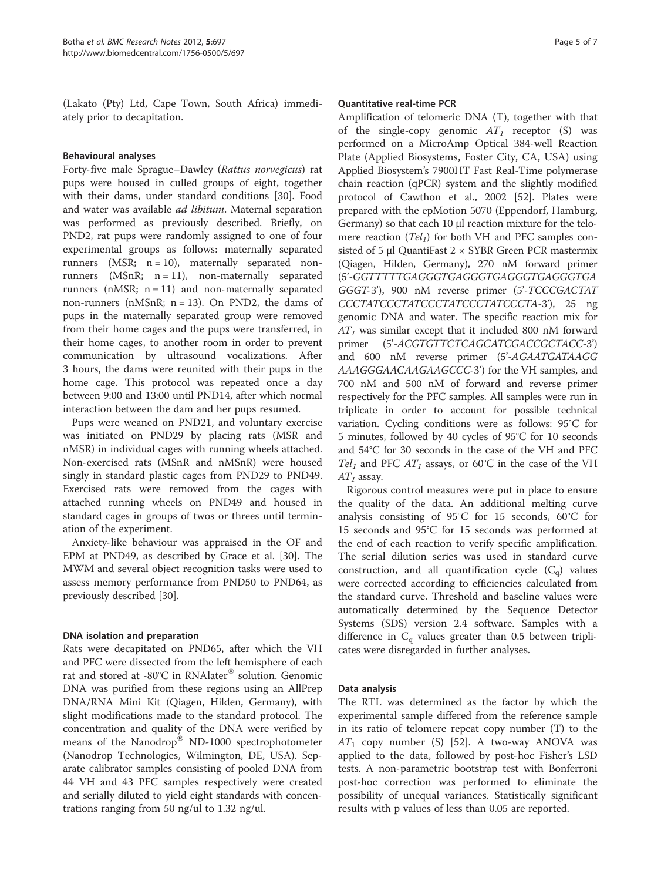(Lakato (Pty) Ltd, Cape Town, South Africa) immediately prior to decapitation.

#### Behavioural analyses

Forty-five male Sprague–Dawley (*Rattus norvegicus*) rat pups were housed in culled groups of eight, together with their dams, under standard conditions [30]. Food and water was available *ad libitum*. Maternal separation was performed as previously described. Briefly, on PND2, rat pups were randomly assigned to one of four experimental groups as follows: maternally separated runners (MSR; n = 10), maternally separated non-runners (MSnR; n = 11), non-maternally separated runners (nMSR; n = 11) and non-maternally separated non-runners (nMSnR; n = 13). On PND2, the dams of pups in the maternally separated group were removed from their home cages and the pups were transferred, in their home cages, to another room in order to prevent communication by ultrasound vocalizations. After 3 hours, the dams were reunited with their pups in the home cage. This protocol was repeated once a day between 9:00 and 13:00 until PND14, after which normal interaction between the dam and her pups resumed.

Pups were weaned on PND21, and voluntary exercise was initiated on PND29 by placing rats (MSR and nMSR) in individual cages with running wheels attached. Non-exercised rats (MSnR and nMSnR) were housed singly in standard plastic cages from PND29 to PND49. Exercised rats were removed from the cages with attached running wheels on PND49 and housed in standard cages in groups of twos or threes until termination of the experiment.

Anxiety-like behaviour was appraised in the OF and EPM at PND49, as described by Grace et al. [30]. The MWM and several object recognition tasks were used to assess memory performance from PND50 to PND64, as previously described [30].

#### DNA isolation and preparation

Rats were decapitated on PND65, after which the VH and PFC were dissected from the left hemisphere of each rat and stored at -80°C in RNAlater® solution. Genomic DNA was purified from these regions using an AllPrep DNA/RNA Mini Kit (Qiagen, Hilden, Germany), with slight modifications made to the standard protocol. The concentration and quality of the DNA were verified by means of the Nanodrop® ND-1000 spectrophotometer (Nanodrop Technologies, Wilmington, DE, USA). Separate calibrator samples consisting of pooled DNA from 44 VH and 43 PFC samples respectively were created and serially diluted to yield eight standards with concentrations ranging from 50 ng/ul to 1.32 ng/ul.

#### Quantitative real-time PCR

Amplification of telomeric DNA (T), together with that of the single-copy genomic $AT_1$ receptor (S) was performed on a MicroAmp Optical 384-well Reaction Plate (Applied Biosystems, Foster City, CA, USA) using Applied Biosystem's 7900HT Fast Real-Time polymerase chain reaction (qPCR) system and the slightly modified protocol of Cawthon et al., 2002 [52]. Plates were prepared with the epMotion 5070 (Eppendorf, Hamburg, Germany) so that each 10 μl reaction mixture for the telomere reaction ($Tel_1$) for both VH and PFC samples consisted of 5 μl QuantiFast 2 × SYBR Green PCR mastermix (Qiagen, Hilden, Germany), 270 nM forward primer (5'-*GGTTTTTGAGGGTGAGGGTGAGGGTGAGGGTGAGGGT*-3'), 900 nM reverse primer (5'-*TCCCGACTATCCCTATCCCTATCCCTATCCCTATCCCTA*-3'), 25 ng genomic DNA and water. The specific reaction mix for $AT_1$ was similar except that it included 800 nM forward primer (5'-*ACGTGTTCTCAGCATCGACCGCTACC*-3') and 600 nM reverse primer (5'-*AGAATGATAAGGAAAGGGAACAAGAAGCCC*-3') for the VH samples, and 700 nM and 500 nM of forward and reverse primer respectively for the PFC samples. All samples were run in triplicate in order to account for possible technical variation. Cycling conditions were as follows: 95°C for 5 minutes, followed by 40 cycles of 95°C for 10 seconds and 54°C for 30 seconds in the case of the VH and PFC $Tel_1$ and PFC $AT_1$ assays, or 60°C in the case of the VH $AT_1$ assay.

Rigorous control measures were put in place to ensure the quality of the data. An additional melting curve analysis consisting of 95°C for 15 seconds, 60°C for 15 seconds and 95°C for 15 seconds was performed at the end of each reaction to verify specific amplification. The serial dilution series was used in standard curve construction, and all quantification cycle ($C_q$) values were corrected according to efficiencies calculated from the standard curve. Threshold and baseline values were automatically determined by the Sequence Detector Systems (SDS) version 2.4 software. Samples with a difference in $C_q$ values greater than 0.5 between triplicates were disregarded in further analyses.

#### Data analysis

The RTL was determined as the factor by which the experimental sample differed from the reference sample in its ratio of telomere repeat copy number (T) to the $AT_1$ copy number (S) [52]. A two-way ANOVA was applied to the data, followed by post-hoc Fisher's LSD tests. A non-parametric bootstrap test with Bonferroni post-hoc correction was performed to eliminate the possibility of unequal variances. Statistically significant results with p values of less than 0.05 are reported.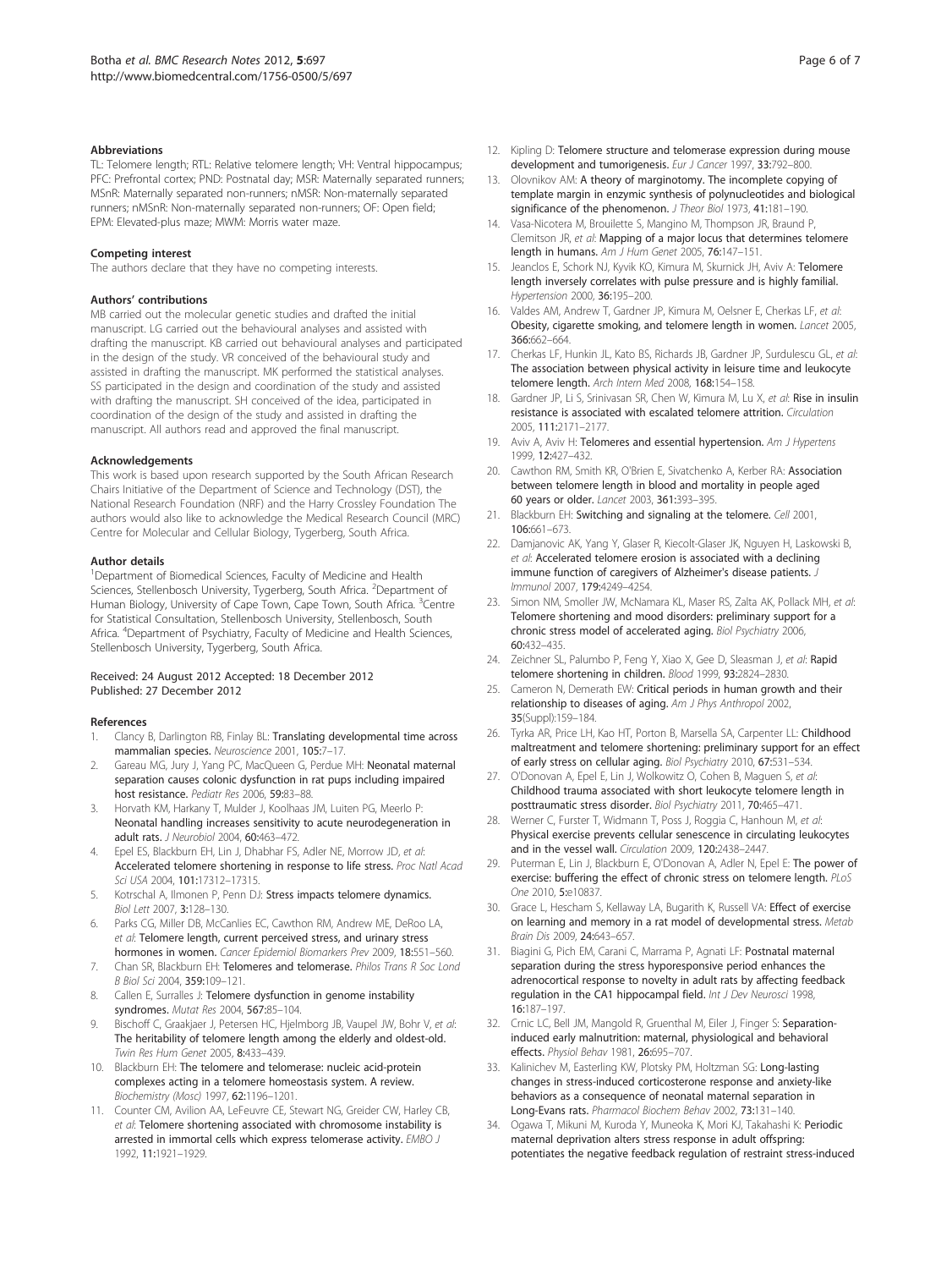### Abbreviations

TL: Telomere length; RTL: Relative telomere length; VH: Ventral hippocampus; PFC: Prefrontal cortex; PND: Postnatal day; MSR: Maternally separated runners; MSnR: Maternally separated non-runners; nMSR: Non-maternally separated runners; nMSnR: Non-maternally separated non-runners; OF: Open field; EPM: Elevated-plus maze; MWM: Morris water maze.

### Competing interest

The authors declare that they have no competing interests.

### Authors' contributions

MB carried out the molecular genetic studies and drafted the initial manuscript. LG carried out the behavioural analyses and assisted with drafting the manuscript. KB carried out behavioural analyses and participated in the design of the study. VR conceived of the behavioural study and assisted in drafting the manuscript. MK performed the statistical analyses. SS participated in the design and coordination of the study and assisted with drafting the manuscript. SH conceived of the idea, participated in coordination of the design of the study and assisted in drafting the manuscript. All authors read and approved the final manuscript.

### Acknowledgements

This work is based upon research supported by the South African Research Chairs Initiative of the Department of Science and Technology (DST), the National Research Foundation (NRF) and the Harry Crossley Foundation The authors would also like to acknowledge the Medical Research Council (MRC) Centre for Molecular and Cellular Biology, Tygerberg, South Africa.

### Author details

[1]Department of Biomedical Sciences, Faculty of Medicine and Health Sciences, Stellenbosch University, Tygerberg, South Africa. [2]Department of Human Biology, University of Cape Town, Cape Town, South Africa. [3]Centre for Statistical Consultation, Stellenbosch University, Stellenbosch, South Africa. [4]Department of Psychiatry, Faculty of Medicine and Health Sciences, Stellenbosch University, Tygerberg, South Africa.

Received: 24 August 2012 Accepted: 18 December 2012
Published: 27 December 2012

### References

1. Clancy B, Darlington RB, Finlay BL: **Translating developmental time across mammalian species.** *Neuroscience* 2001, **105:**7–17.
2. Gareau MG, Jury J, Yang PC, MacQueen G, Perdue MH: **Neonatal maternal separation causes colonic dysfunction in rat pups including impaired host resistance.** *Pediatr Res* 2006, **59:**83–88.
3. Horvath KM, Harkany T, Mulder J, Koolhaas JM, Luiten PG, Meerlo P: **Neonatal handling increases sensitivity to acute neurodegeneration in adult rats.** *J Neurobiol* 2004, **60:**463–472.
4. Epel ES, Blackburn EH, Lin J, Dhabhar FS, Adler NE, Morrow JD, *et al*: **Accelerated telomere shortening in response to life stress.** *Proc Natl Acad Sci USA* 2004, **101:**17312–17315.
5. Kotrschal A, Ilmonen P, Penn DJ: **Stress impacts telomere dynamics.** *Biol Lett* 2007, **3:**128–130.
6. Parks CG, Miller DB, McCanlies EC, Cawthon RM, Andrew ME, DeRoo LA, *et al*: **Telomere length, current perceived stress, and urinary stress hormones in women.** *Cancer Epidemiol Biomarkers Prev* 2009, **18:**551–560.
7. Chan SR, Blackburn EH: **Telomeres and telomerase.** *Philos Trans R Soc Lond B Biol Sci* 2004, **359:**109–121.
8. Callen E, Surralles J: **Telomere dysfunction in genome instability syndromes.** *Mutat Res* 2004, **567:**85–104.
9. Bischoff C, Graakjaer J, Petersen HC, Hjelmborg JB, Vaupel JW, Bohr V, *et al*: **The heritability of telomere length among the elderly and oldest-old.** *Twin Res Hum Genet* 2005, **8:**433–439.
10. Blackburn EH: **The telomere and telomerase: nucleic acid-protein complexes acting in a telomere homeostasis system. A review.** *Biochemistry (Mosc)* 1997, **62:**1196–1201.
11. Counter CM, Avilion AA, LeFeuvre CE, Stewart NG, Greider CW, Harley CB, *et al*: **Telomere shortening associated with chromosome instability is arrested in immortal cells which express telomerase activity.** *EMBO J* 1992, **11:**1921–1929.
12. Kipling D: **Telomere structure and telomerase expression during mouse development and tumorigenesis.** *Eur J Cancer* 1997, **33:**792–800.
13. Olovnikov AM: **A theory of marginotomy. The incomplete copying of template margin in enzymic synthesis of polynucleotides and biological significance of the phenomenon.** *J Theor Biol* 1973, **41:**181–190.
14. Vasa-Nicotera M, Brouilette S, Mangino M, Thompson JR, Braund P, Clemitson JR, *et al*: **Mapping of a major locus that determines telomere length in humans.** *Am J Hum Genet* 2005, **76:**147–151.
15. Jeanclos E, Schork NJ, Kyvik KO, Kimura M, Skurnick JH, Aviv A: **Telomere length inversely correlates with pulse pressure and is highly familial.** *Hypertension* 2000, **36:**195–200.
16. Valdes AM, Andrew T, Gardner JP, Kimura M, Oelsner E, Cherkas LF, *et al*: **Obesity, cigarette smoking, and telomere length in women.** *Lancet* 2005, **366:**662–664.
17. Cherkas LF, Hunkin JL, Kato BS, Richards JB, Gardner JP, Surdulescu GL, *et al*: **The association between physical activity in leisure time and leukocyte telomere length.** *Arch Intern Med* 2008, **168:**154–158.
18. Gardner JP, Li S, Srinivasan SR, Chen W, Kimura M, Lu X, *et al*: **Rise in insulin resistance is associated with escalated telomere attrition.** *Circulation* 2005, **111:**2171–2177.
19. Aviv A, Aviv H: **Telomeres and essential hypertension.** *Am J Hypertens* 1999, **12:**427–432.
20. Cawthon RM, Smith KR, O'Brien E, Sivatchenko A, Kerber RA: **Association between telomere length in blood and mortality in people aged 60 years or older.** *Lancet* 2003, **361:**393–395.
21. Blackburn EH: **Switching and signaling at the telomere.** *Cell* 2001, **106:**661–673.
22. Damjanovic AK, Yang Y, Glaser R, Kiecolt-Glaser JK, Nguyen H, Laskowski B, *et al*: **Accelerated telomere erosion is associated with a declining immune function of caregivers of Alzheimer's disease patients.** *J Immunol* 2007, **179:**4249–4254.
23. Simon NM, Smoller JW, McNamara KL, Maser RS, Zalta AK, Pollack MH, *et al*: **Telomere shortening and mood disorders: preliminary support for a chronic stress model of accelerated aging.** *Biol Psychiatry* 2006, **60:**432–435.
24. Zeichner SL, Palumbo P, Feng Y, Xiao X, Gee D, Sleasman J, *et al*: **Rapid telomere shortening in children.** *Blood* 1999, **93:**2824–2830.
25. Cameron N, Demerath EW: **Critical periods in human growth and their relationship to diseases of aging.** *Am J Phys Anthropol* 2002, **35**(Suppl):159–184.
26. Tyrka AR, Price LH, Kao HT, Porton B, Marsella SA, Carpenter LL: **Childhood maltreatment and telomere shortening: preliminary support for an effect of early stress on cellular aging.** *Biol Psychiatry* 2010, **67:**531–534.
27. O'Donovan A, Epel E, Lin J, Wolkowitz O, Cohen B, Maguen S, *et al*: **Childhood trauma associated with short leukocyte telomere length in posttraumatic stress disorder.** *Biol Psychiatry* 2011, **70:**465–471.
28. Werner C, Furster T, Widmann T, Poss J, Roggia C, Hanhoun M, *et al*: **Physical exercise prevents cellular senescence in circulating leukocytes and in the vessel wall.** *Circulation* 2009, **120:**2438–2447.
29. Puterman E, Lin J, Blackburn E, O'Donovan A, Adler N, Epel E: **The power of exercise: buffering the effect of chronic stress on telomere length.** *PLoS One* 2010, **5:**e10837.
30. Grace L, Hescham S, Kellaway LA, Bugarith K, Russell VA: **Effect of exercise on learning and memory in a rat model of developmental stress.** *Metab Brain Dis* 2009, **24:**643–657.
31. Biagini G, Pich EM, Carani C, Marrama P, Agnati LF: **Postnatal maternal separation during the stress hyporesponsive period enhances the adrenocortical response to novelty in adult rats by affecting feedback regulation in the CA1 hippocampal field.** *Int J Dev Neurosci* 1998, **16:**187–197.
32. Crnic LC, Bell JM, Mangold R, Gruenthal M, Eiler J, Finger S: **Separation-induced early malnutrition: maternal, physiological and behavioral effects.** *Physiol Behav* 1981, **26:**695–707.
33. Kalinichev M, Easterling KW, Plotsky PM, Holtzman SG: **Long-lasting changes in stress-induced corticosterone response and anxiety-like behaviors as a consequence of neonatal maternal separation in Long-Evans rats.** *Pharmacol Biochem Behav* 2002, **73:**131–140.
34. Ogawa T, Mikuni M, Kuroda Y, Muneoka K, Mori KJ, Takahashi K: **Periodic maternal deprivation alters stress response in adult offspring: potentiates the negative feedback regulation of restraint stress-induced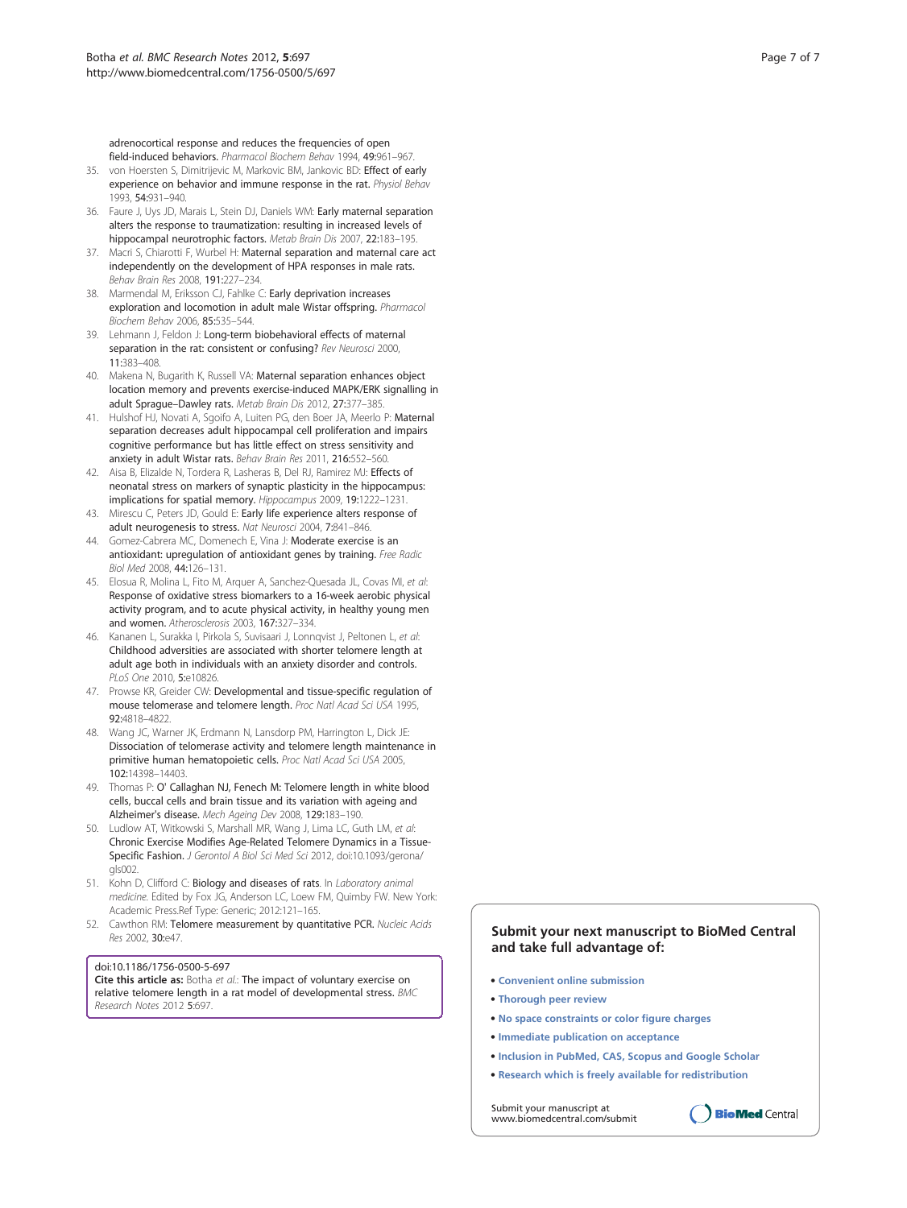adrenocortical response and reduces the frequencies of open field-induced behaviors. *Pharmacol Biochem Behav* 1994, **49**:961–967.

35. von Hoersten S, Dimitrijevic M, Markovic BM, Jankovic BD: **Effect of early experience on behavior and immune response in the rat.** *Physiol Behav* 1993, **54**:931–940.
36. Faure J, Uys JD, Marais L, Stein DJ, Daniels WM: **Early maternal separation alters the response to traumatization: resulting in increased levels of hippocampal neurotrophic factors.** *Metab Brain Dis* 2007, **22**:183–195.
37. Macri S, Chiarotti F, Wurbel H: **Maternal separation and maternal care act independently on the development of HPA responses in male rats.** *Behav Brain Res* 2008, **191**:227–234.
38. Marmendal M, Eriksson CJ, Fahlke C: **Early deprivation increases exploration and locomotion in adult male Wistar offspring.** *Pharmacol Biochem Behav* 2006, **85**:535–544.
39. Lehmann J, Feldon J: **Long-term biobehavioral effects of maternal separation in the rat: consistent or confusing?** *Rev Neurosci* 2000, **11**:383–408.
40. Makena N, Bugarith K, Russell VA: **Maternal separation enhances object location memory and prevents exercise-induced MAPK/ERK signalling in adult Sprague–Dawley rats.** *Metab Brain Dis* 2012, **27**:377–385.
41. Hulshof HJ, Novati A, Sgoifo A, Luiten PG, den Boer JA, Meerlo P: **Maternal separation decreases adult hippocampal cell proliferation and impairs cognitive performance but has little effect on stress sensitivity and anxiety in adult Wistar rats.** *Behav Brain Res* 2011, **216**:552–560.
42. Aisa B, Elizalde N, Tordera R, Lasheras B, Del RJ, Ramirez MJ: **Effects of neonatal stress on markers of synaptic plasticity in the hippocampus: implications for spatial memory.** *Hippocampus* 2009, **19**:1222–1231.
43. Mirescu C, Peters JD, Gould E: **Early life experience alters response of adult neurogenesis to stress.** *Nat Neurosci* 2004, **7**:841–846.
44. Gomez-Cabrera MC, Domenech E, Vina J: **Moderate exercise is an antioxidant: upregulation of antioxidant genes by training.** *Free Radic Biol Med* 2008, **44**:126–131.
45. Elosua R, Molina L, Fito M, Arquer A, Sanchez-Quesada JL, Covas MI, *et al*: **Response of oxidative stress biomarkers to a 16-week aerobic physical activity program, and to acute physical activity, in healthy young men and women.** *Atherosclerosis* 2003, **167**:327–334.
46. Kananen L, Surakka I, Pirkola S, Suvisaari J, Lonnqvist J, Peltonen L, *et al*: **Childhood adversities are associated with shorter telomere length at adult age both in individuals with an anxiety disorder and controls.** *PLoS One* 2010, **5**:e10826.
47. Prowse KR, Greider CW: **Developmental and tissue-specific regulation of mouse telomerase and telomere length.** *Proc Natl Acad Sci USA* 1995, **92**:4818–4822.
48. Wang JC, Warner JK, Erdmann N, Lansdorp PM, Harrington L, Dick JE: **Dissociation of telomerase activity and telomere length maintenance in primitive human hematopoietic cells.** *Proc Natl Acad Sci USA* 2005, **102**:14398–14403.
49. Thomas P: **O' Callaghan NJ, Fenech M: Telomere length in white blood cells, buccal cells and brain tissue and its variation with ageing and Alzheimer's disease.** *Mech Ageing Dev* 2008, **129**:183–190.
50. Ludlow AT, Witkowski S, Marshall MR, Wang J, Lima LC, Guth LM, *et al*: **Chronic Exercise Modifies Age-Related Telomere Dynamics in a Tissue-Specific Fashion.** *J Gerontol A Biol Sci Med Sci* 2012, doi:10.1093/gerona/gls002.
51. Kohn D, Clifford C: **Biology and diseases of rats.** In *Laboratory animal medicine.* Edited by Fox JG, Anderson LC, Loew FM, Quimby FW. New York: Academic Press.Ref Type: Generic; 2012:121–165.
52. Cawthon RM: **Telomere measurement by quantitative PCR.** *Nucleic Acids Res* 2002, **30**:e47.

doi:10.1186/1756-0500-5-697

**Cite this article as:** Botha *et al.*: The impact of voluntary exercise on relative telomere length in a rat model of developmental stress. *BMC Research Notes* 2012 **5**:697.

**Submit your next manuscript to BioMed Central and take full advantage of:**

- **Convenient online submission**
- **Thorough peer review**
- **No space constraints or color figure charges**
- **Immediate publication on acceptance**
- **Inclusion in PubMed, CAS, Scopus and Google Scholar**
- **Research which is freely available for redistribution**

Submit your manuscript at www.biomedcentral.com/submit

BioMed Central